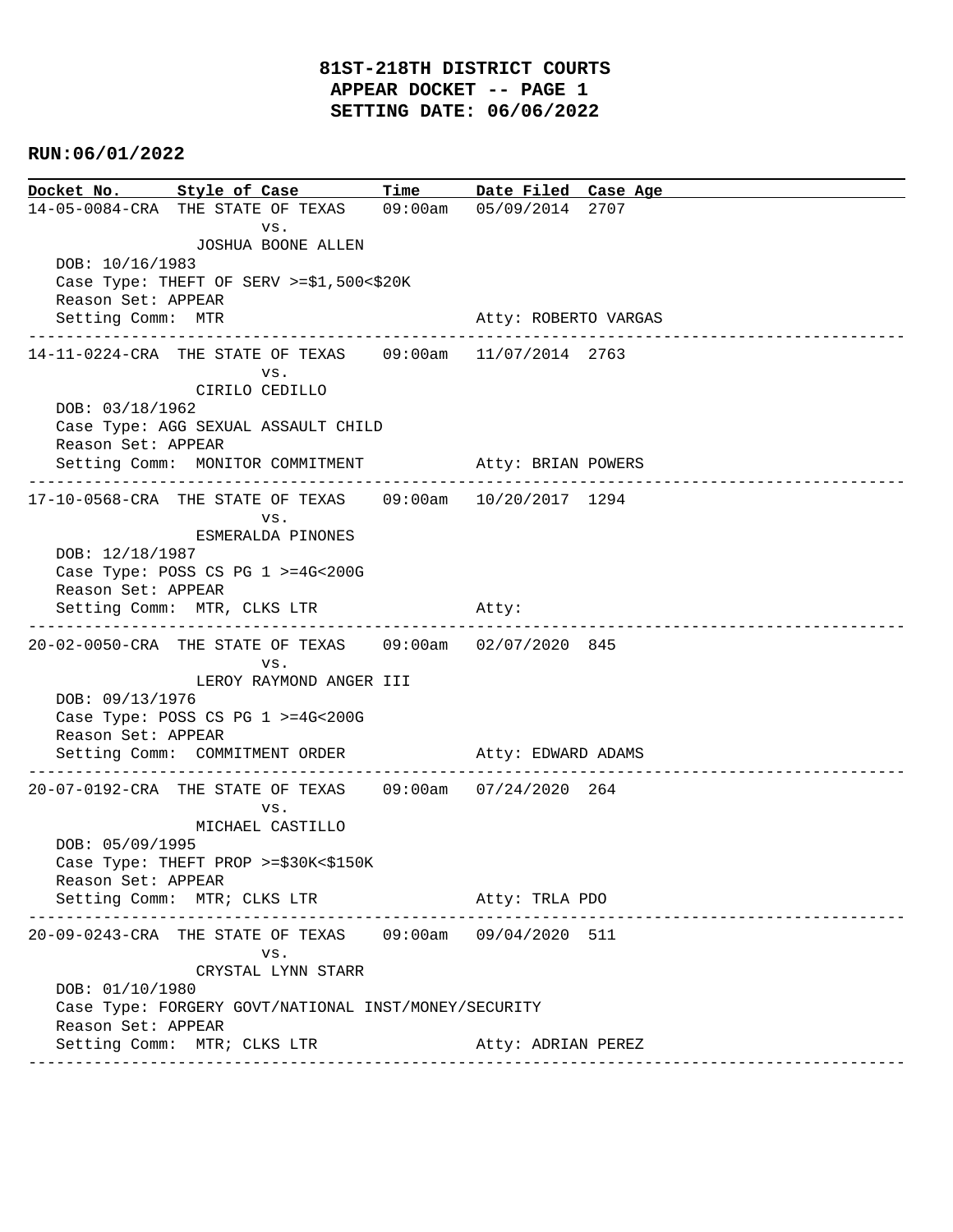# 81ST-218TH DISTRICT COURTS
## APPEAR DOCKET -- PAGE 1
## SETTING DATE: 06/06/2022

**RUN:06/01/2022**

| Docket No. | Style of Case | Time | Date Filed | Case Age |
|---|---|---|---|---|

```
14-05-0084-CRA  THE STATE OF TEXAS    09:00am   05/09/2014  2707
                        vs.
                JOSHUA BOONE ALLEN
   DOB: 10/16/1983
   Case Type: THEFT OF SERV >=$1,500<$20K
   Reason Set: APPEAR
   Setting Comm:  MTR                          Atty: ROBERTO VARGAS
--------------------------------------------------------------------------------
14-11-0224-CRA  THE STATE OF TEXAS    09:00am   11/07/2014  2763
                        vs.
                CIRILO CEDILLO
   DOB: 03/18/1962
   Case Type: AGG SEXUAL ASSAULT CHILD
   Reason Set: APPEAR
   Setting Comm:  MONITOR COMMITMENT           Atty: BRIAN POWERS
--------------------------------------------------------------------------------
17-10-0568-CRA  THE STATE OF TEXAS    09:00am   10/20/2017  1294
                        vs.
                ESMERALDA PINONES
   DOB: 12/18/1987
   Case Type: POSS CS PG 1 >=4G<200G
   Reason Set: APPEAR
   Setting Comm:  MTR, CLKS LTR                Atty:
--------------------------------------------------------------------------------
20-02-0050-CRA  THE STATE OF TEXAS    09:00am   02/07/2020  845
                        vs.
                LEROY RAYMOND ANGER III
   DOB: 09/13/1976
   Case Type: POSS CS PG 1 >=4G<200G
   Reason Set: APPEAR
   Setting Comm:  COMMITMENT ORDER             Atty: EDWARD ADAMS
--------------------------------------------------------------------------------
20-07-0192-CRA  THE STATE OF TEXAS    09:00am   07/24/2020  264
                        vs.
                MICHAEL CASTILLO
   DOB: 05/09/1995
   Case Type: THEFT PROP >=$30K<$150K
   Reason Set: APPEAR
   Setting Comm:  MTR; CLKS LTR                Atty: TRLA PDO
--------------------------------------------------------------------------------
20-09-0243-CRA  THE STATE OF TEXAS    09:00am   09/04/2020  511
                        vs.
                CRYSTAL LYNN STARR
   DOB: 01/10/1980
   Case Type: FORGERY GOVT/NATIONAL INST/MONEY/SECURITY
   Reason Set: APPEAR
   Setting Comm:  MTR; CLKS LTR                Atty: ADRIAN PEREZ
--------------------------------------------------------------------------------
```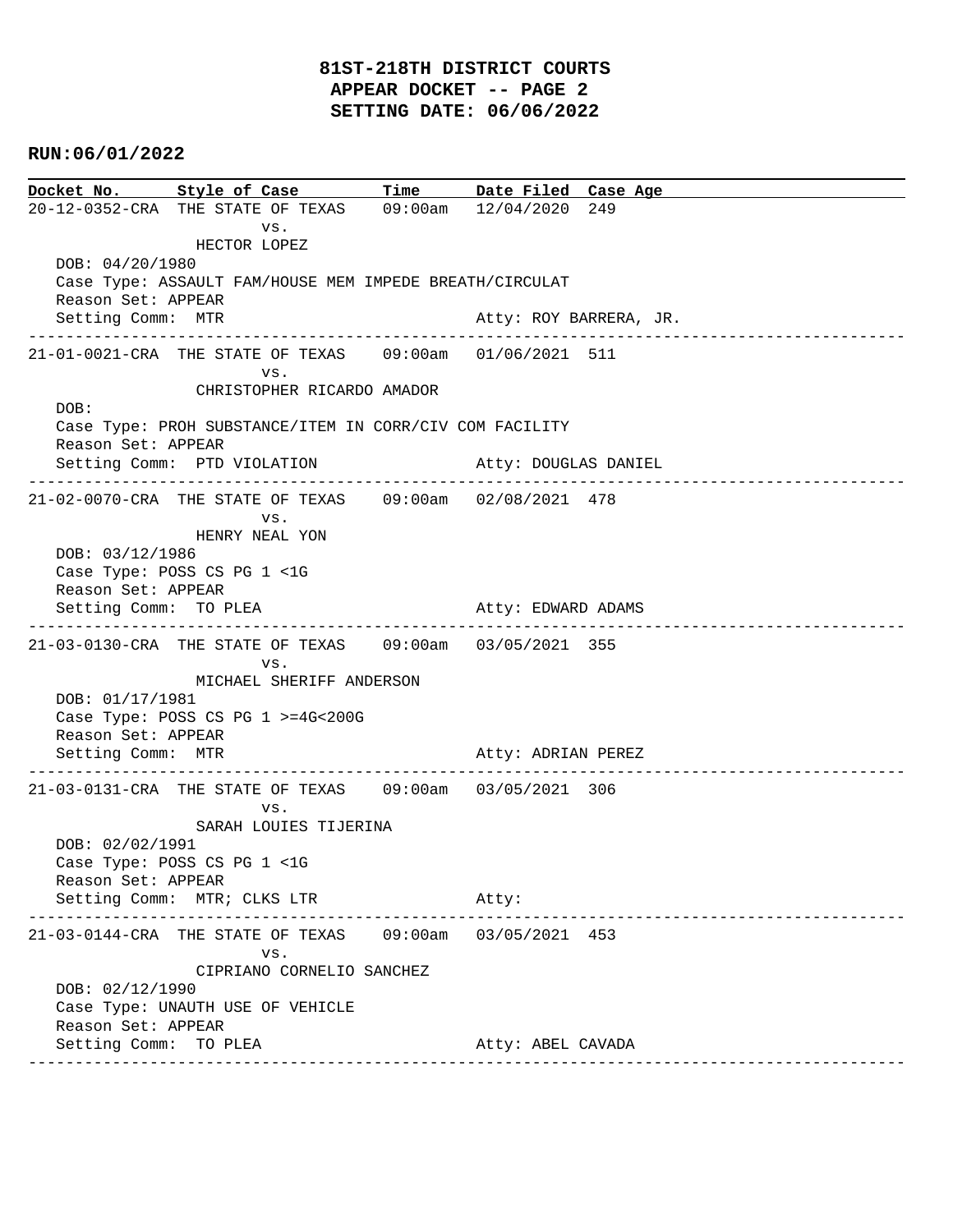# 81ST-218TH DISTRICT COURTS
## APPEAR DOCKET -- PAGE 2
## SETTING DATE: 06/06/2022

**RUN:06/01/2022**

| Docket No. | Style of Case | Time | Date Filed | Case Age |
|---|---|---|---|---|

```
20-12-0352-CRA  THE STATE OF TEXAS    09:00am   12/04/2020  249
                      vs.
                HECTOR LOPEZ
   DOB: 04/20/1980
   Case Type: ASSAULT FAM/HOUSE MEM IMPEDE BREATH/CIRCULAT
   Reason Set: APPEAR
   Setting Comm:  MTR                             Atty: ROY BARRERA, JR.
-----------------------------------------------------------------------------
21-01-0021-CRA  THE STATE OF TEXAS    09:00am   01/06/2021  511
                      vs.
                CHRISTOPHER RICARDO AMADOR
   DOB:
   Case Type: PROH SUBSTANCE/ITEM IN CORR/CIV COM FACILITY
   Reason Set: APPEAR
   Setting Comm:  PTD VIOLATION                   Atty: DOUGLAS DANIEL
-----------------------------------------------------------------------------
21-02-0070-CRA  THE STATE OF TEXAS    09:00am   02/08/2021  478
                      vs.
                HENRY NEAL YON
   DOB: 03/12/1986
   Case Type: POSS CS PG 1 <1G
   Reason Set: APPEAR
   Setting Comm:  TO PLEA                         Atty: EDWARD ADAMS
-----------------------------------------------------------------------------
21-03-0130-CRA  THE STATE OF TEXAS    09:00am   03/05/2021  355
                      vs.
                MICHAEL SHERIFF ANDERSON
   DOB: 01/17/1981
   Case Type: POSS CS PG 1 >=4G<200G
   Reason Set: APPEAR
   Setting Comm:  MTR                             Atty: ADRIAN PEREZ
-----------------------------------------------------------------------------
21-03-0131-CRA  THE STATE OF TEXAS    09:00am   03/05/2021  306
                      vs.
                SARAH LOUIES TIJERINA
   DOB: 02/02/1991
   Case Type: POSS CS PG 1 <1G
   Reason Set: APPEAR
   Setting Comm:  MTR; CLKS LTR                   Atty:
-----------------------------------------------------------------------------
21-03-0144-CRA  THE STATE OF TEXAS    09:00am   03/05/2021  453
                      vs.
                CIPRIANO CORNELIO SANCHEZ
   DOB: 02/12/1990
   Case Type: UNAUTH USE OF VEHICLE
   Reason Set: APPEAR
   Setting Comm:  TO PLEA                         Atty: ABEL CAVADA
-----------------------------------------------------------------------------
```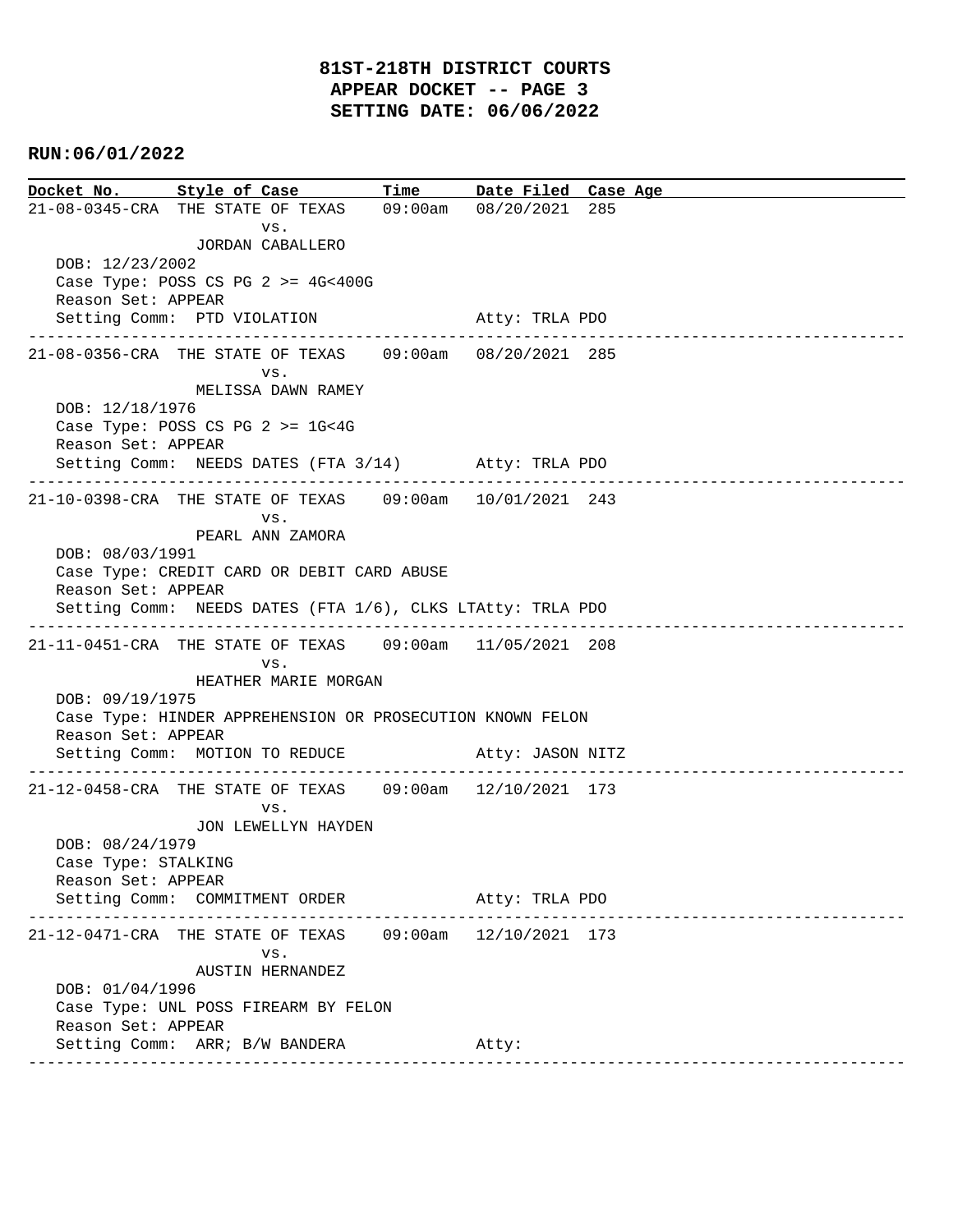# 81ST-218TH DISTRICT COURTS
## APPEAR DOCKET -- PAGE 3
## SETTING DATE: 06/06/2022

**RUN:06/01/2022**

| Docket No. | Style of Case | Time | Date Filed | Case Age |
|---|---|---|---|---|

```
21-08-0345-CRA  THE STATE OF TEXAS    09:00am   08/20/2021  285
                        vs.
                JORDAN CABALLERO
   DOB: 12/23/2002
   Case Type: POSS CS PG 2 >= 4G<400G
   Reason Set: APPEAR
   Setting Comm:  PTD VIOLATION                    Atty: TRLA PDO
-----------------------------------------------------------------------------
21-08-0356-CRA  THE STATE OF TEXAS    09:00am   08/20/2021  285
                        vs.
                MELISSA DAWN RAMEY
   DOB: 12/18/1976
   Case Type: POSS CS PG 2 >= 1G<4G
   Reason Set: APPEAR
   Setting Comm:  NEEDS DATES (FTA 3/14)           Atty: TRLA PDO
-----------------------------------------------------------------------------
21-10-0398-CRA  THE STATE OF TEXAS    09:00am   10/01/2021  243
                        vs.
                PEARL ANN ZAMORA
   DOB: 08/03/1991
   Case Type: CREDIT CARD OR DEBIT CARD ABUSE
   Reason Set: APPEAR
   Setting Comm:  NEEDS DATES (FTA 1/6), CLKS LTAtty: TRLA PDO
-----------------------------------------------------------------------------
21-11-0451-CRA  THE STATE OF TEXAS    09:00am   11/05/2021  208
                        vs.
                HEATHER MARIE MORGAN
   DOB: 09/19/1975
   Case Type: HINDER APPREHENSION OR PROSECUTION KNOWN FELON
   Reason Set: APPEAR
   Setting Comm:  MOTION TO REDUCE                 Atty: JASON NITZ
-----------------------------------------------------------------------------
21-12-0458-CRA  THE STATE OF TEXAS    09:00am   12/10/2021  173
                        vs.
                JON LEWELLYN HAYDEN
   DOB: 08/24/1979
   Case Type: STALKING
   Reason Set: APPEAR
   Setting Comm:  COMMITMENT ORDER                 Atty: TRLA PDO
-----------------------------------------------------------------------------
21-12-0471-CRA  THE STATE OF TEXAS    09:00am   12/10/2021  173
                        vs.
                AUSTIN HERNANDEZ
   DOB: 01/04/1996
   Case Type: UNL POSS FIREARM BY FELON
   Reason Set: APPEAR
   Setting Comm:  ARR; B/W BANDERA                 Atty:
-----------------------------------------------------------------------------
```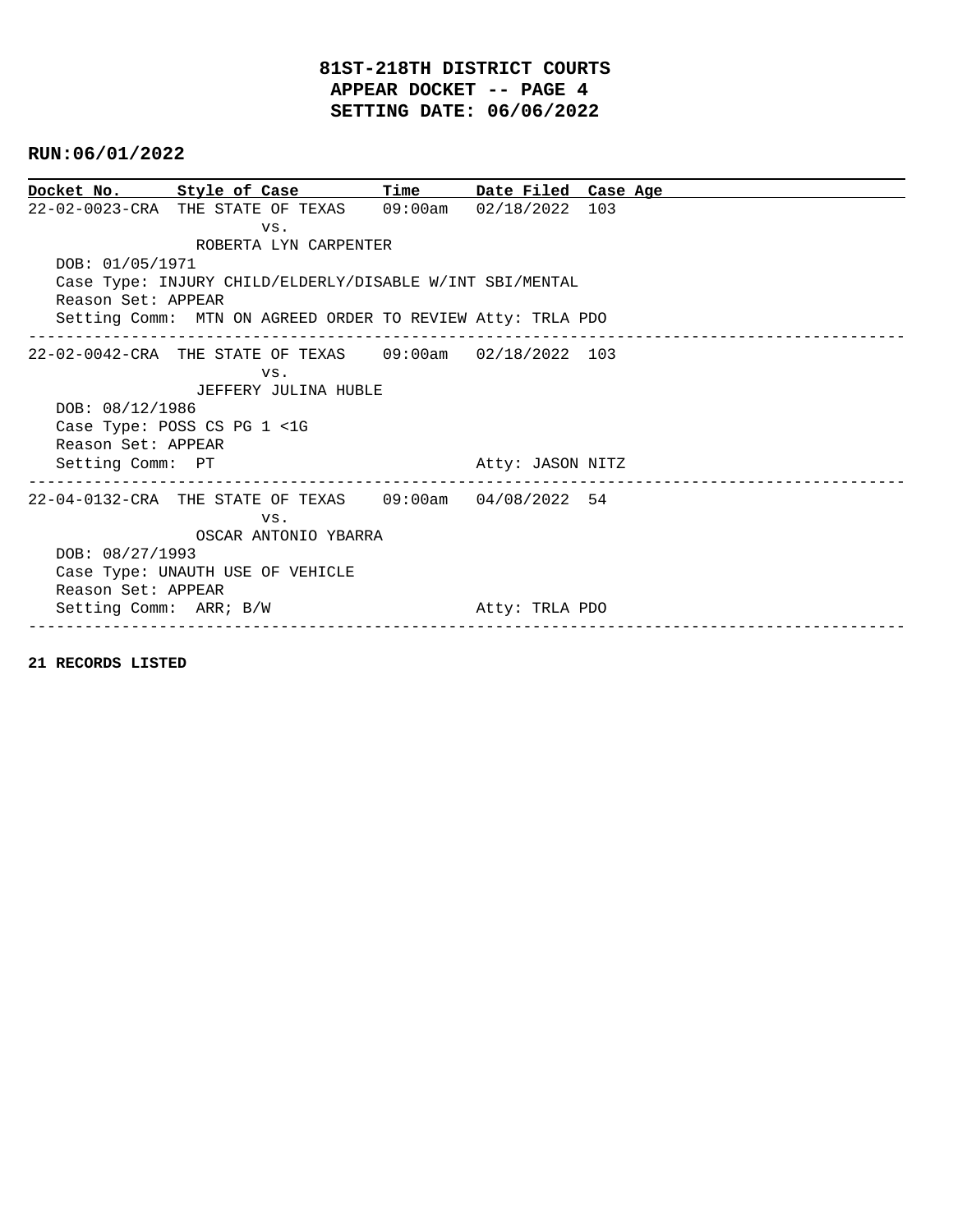**81ST-218TH DISTRICT COURTS**
**APPEAR DOCKET -- PAGE 4**
**SETTING DATE: 06/06/2022**

**RUN:06/01/2022**

| Docket No. | Style of Case | Time | Date Filed | Case Age |
|---|---|---|---|---|

22-02-0023-CRA THE STATE OF TEXAS 09:00am 02/18/2022 103
vs.
ROBERTA LYN CARPENTER
DOB: 01/05/1971
Case Type: INJURY CHILD/ELDERLY/DISABLE W/INT SBI/MENTAL
Reason Set: APPEAR
Setting Comm: MTN ON AGREED ORDER TO REVIEW Atty: TRLA PDO

---

22-02-0042-CRA THE STATE OF TEXAS 09:00am 02/18/2022 103
vs.
JEFFERY JULINA HUBLE
DOB: 08/12/1986
Case Type: POSS CS PG 1 <1G
Reason Set: APPEAR
Setting Comm: PT Atty: JASON NITZ

---

22-04-0132-CRA THE STATE OF TEXAS 09:00am 04/08/2022 54
vs.
OSCAR ANTONIO YBARRA
DOB: 08/27/1993
Case Type: UNAUTH USE OF VEHICLE
Reason Set: APPEAR
Setting Comm: ARR; B/W Atty: TRLA PDO

---

**21 RECORDS LISTED**